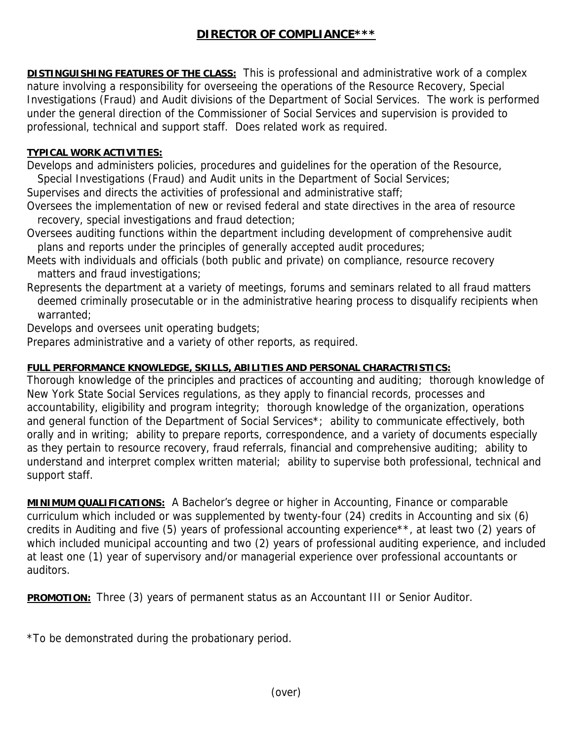# DIRECTOR OF COMPLIANCE***

**DISTINGUISHING FEATURES OF THE CLASS:** This is professional and administrative work of a complex nature involving a responsibility for overseeing the operations of the Resource Recovery, Special Investigations (Fraud) and Audit divisions of the Department of Social Services. The work is performed under the general direction of the Commissioner of Social Services and supervision is provided to professional, technical and support staff. Does related work as required.

**TYPICAL WORK ACTIVITIES:**

Develops and administers policies, procedures and guidelines for the operation of the Resource, Special Investigations (Fraud) and Audit units in the Department of Social Services;

Supervises and directs the activities of professional and administrative staff;

Oversees the implementation of new or revised federal and state directives in the area of resource recovery, special investigations and fraud detection;

Oversees auditing functions within the department including development of comprehensive audit plans and reports under the principles of generally accepted audit procedures;

Meets with individuals and officials (both public and private) on compliance, resource recovery matters and fraud investigations;

Represents the department at a variety of meetings, forums and seminars related to all fraud matters deemed criminally prosecutable or in the administrative hearing process to disqualify recipients when warranted;

Develops and oversees unit operating budgets;

Prepares administrative and a variety of other reports, as required.

**FULL PERFORMANCE KNOWLEDGE, SKILLS, ABILITIES AND PERSONAL CHARACTRISTICS:**

Thorough knowledge of the principles and practices of accounting and auditing; thorough knowledge of New York State Social Services regulations, as they apply to financial records, processes and accountability, eligibility and program integrity; thorough knowledge of the organization, operations and general function of the Department of Social Services*; ability to communicate effectively, both orally and in writing; ability to prepare reports, correspondence, and a variety of documents especially as they pertain to resource recovery, fraud referrals, financial and comprehensive auditing; ability to understand and interpret complex written material; ability to supervise both professional, technical and support staff.

**MINIMUM QUALIFICATIONS:** A Bachelor's degree or higher in Accounting, Finance or comparable curriculum which included or was supplemented by twenty-four (24) credits in Accounting and six (6) credits in Auditing and five (5) years of professional accounting experience**, at least two (2) years of which included municipal accounting and two (2) years of professional auditing experience, and included at least one (1) year of supervisory and/or managerial experience over professional accountants or auditors.

**PROMOTION:** Three (3) years of permanent status as an Accountant III or Senior Auditor.

*To be demonstrated during the probationary period.

(over)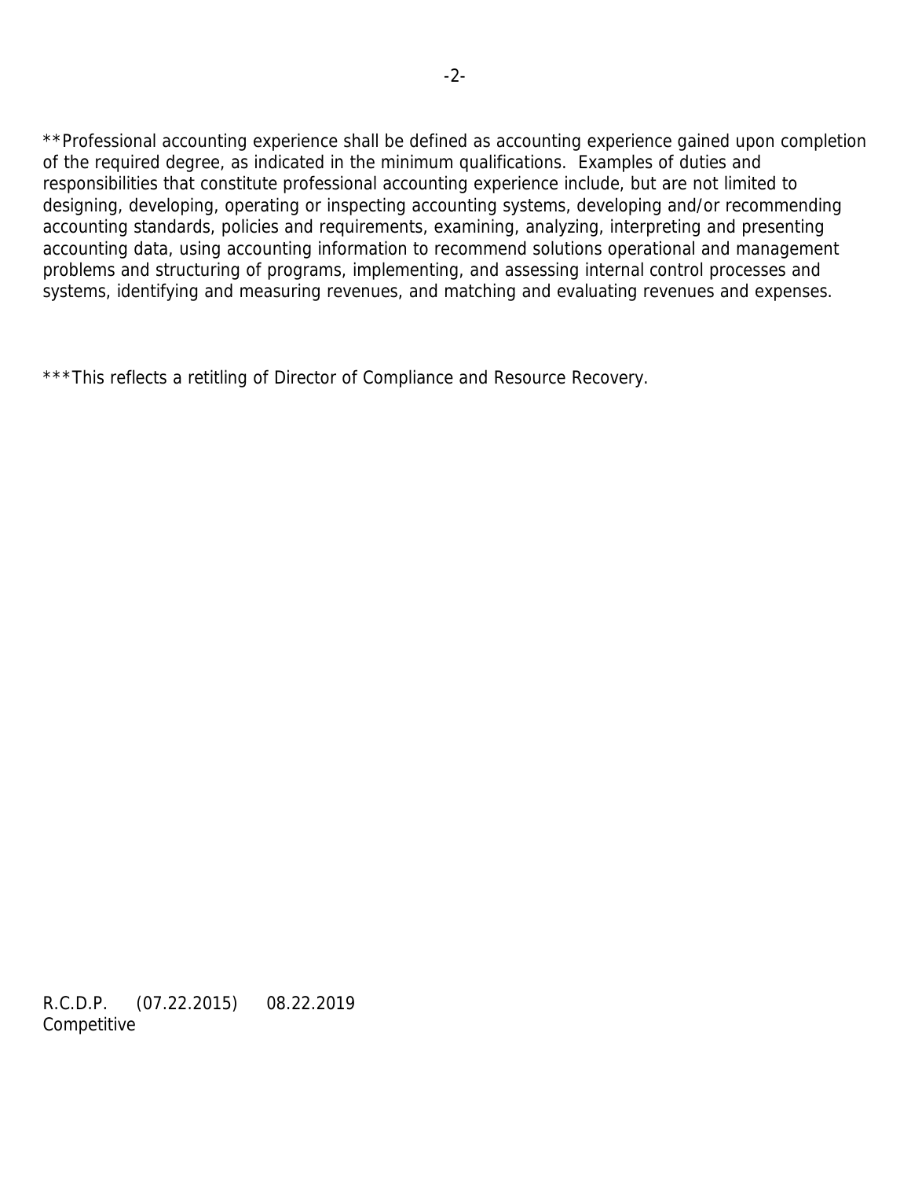**Professional accounting experience shall be defined as accounting experience gained upon completion of the required degree, as indicated in the minimum qualifications.  Examples of duties and responsibilities that constitute professional accounting experience include, but are not limited to designing, developing, operating or inspecting accounting systems, developing and/or recommending accounting standards, policies and requirements, examining, analyzing, interpreting and presenting accounting data, using accounting information to recommend solutions operational and management problems and structuring of programs, implementing, and assessing internal control processes and systems, identifying and measuring revenues, and matching and evaluating revenues and expenses.

***This reflects a retitling of Director of Compliance and Resource Recovery.

R.C.D.P.     (07.22.2015)     08.22.2019
Competitive